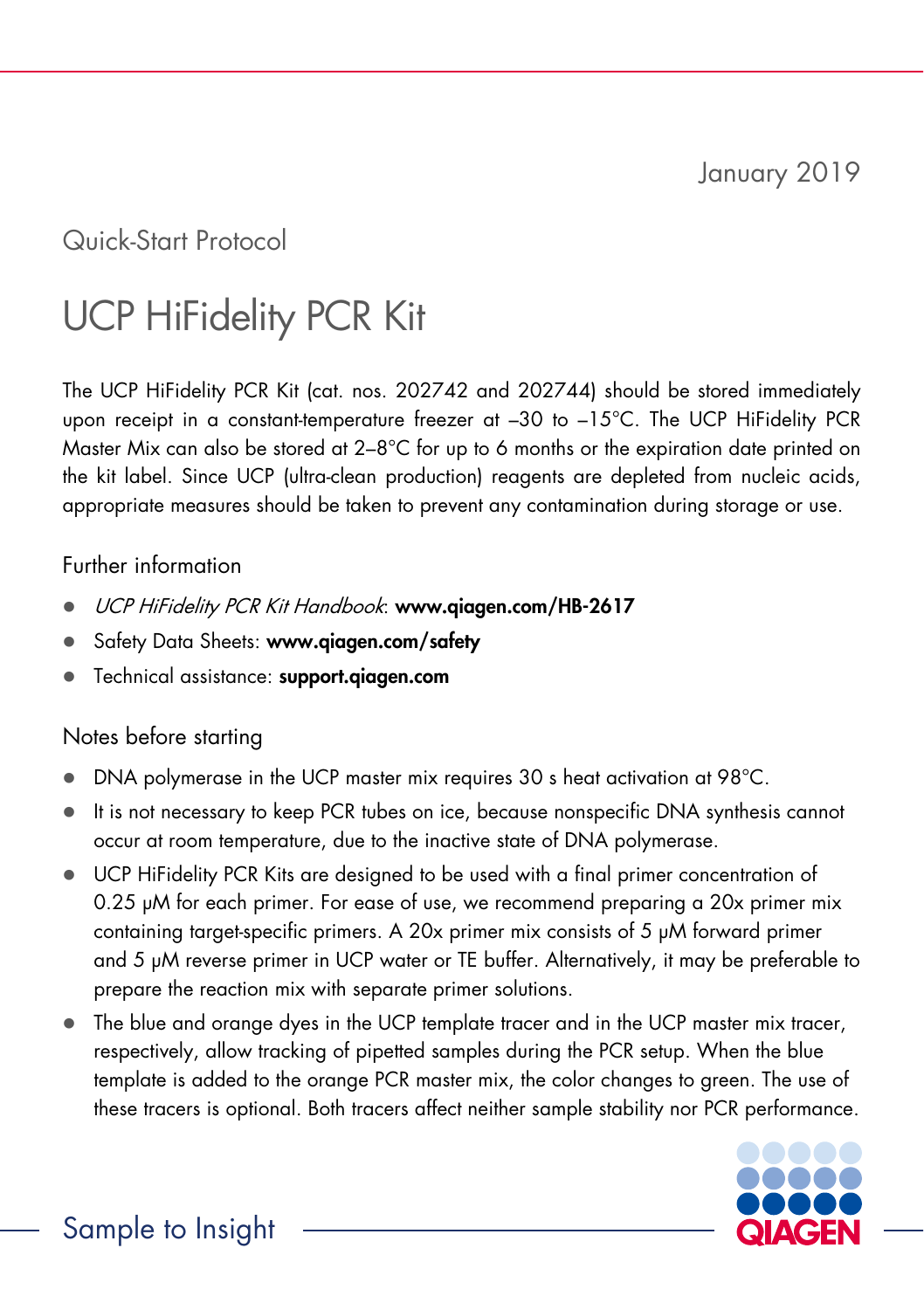January 2019

Quick-Start Protocol

# UCP HiFidelity PCR Kit

The UCP HiFidelity PCR Kit (cat. nos. 202742 and 202744) should be stored immediately upon receipt in a constant-temperature freezer at –30 to –15°C. The UCP HiFidelity PCR Master Mix can also be stored at 2–8°C for up to 6 months or the expiration date printed on the kit label. Since UCP (ultra-clean production) reagents are depleted from nucleic acids, appropriate measures should be taken to prevent any contamination during storage or use.

## Further information

- *UCP HiFidelity PCR Kit Handbook*: **www.qiagen.com/HB-2617**
- Safety Data Sheets: **www.qiagen.com/safety**
- Technical assistance: **support.qiagen.com**

## Notes before starting

- DNA polymerase in the UCP master mix requires 30 s heat activation at 98°C.
- It is not necessary to keep PCR tubes on ice, because nonspecific DNA synthesis cannot occur at room temperature, due to the inactive state of DNA polymerase.
- UCP HiFidelity PCR Kits are designed to be used with a final primer concentration of 0.25 µM for each primer. For ease of use, we recommend preparing a 20x primer mix containing target-specific primers. A 20x primer mix consists of 5 µM forward primer and 5 µM reverse primer in UCP water or TE buffer. Alternatively, it may be preferable to prepare the reaction mix with separate primer solutions.
- The blue and orange dyes in the UCP template tracer and in the UCP master mix tracer, respectively, allow tracking of pipetted samples during the PCR setup. When the blue template is added to the orange PCR master mix, the color changes to green. The use of these tracers is optional. Both tracers affect neither sample stability nor PCR performance.

Sample to Insight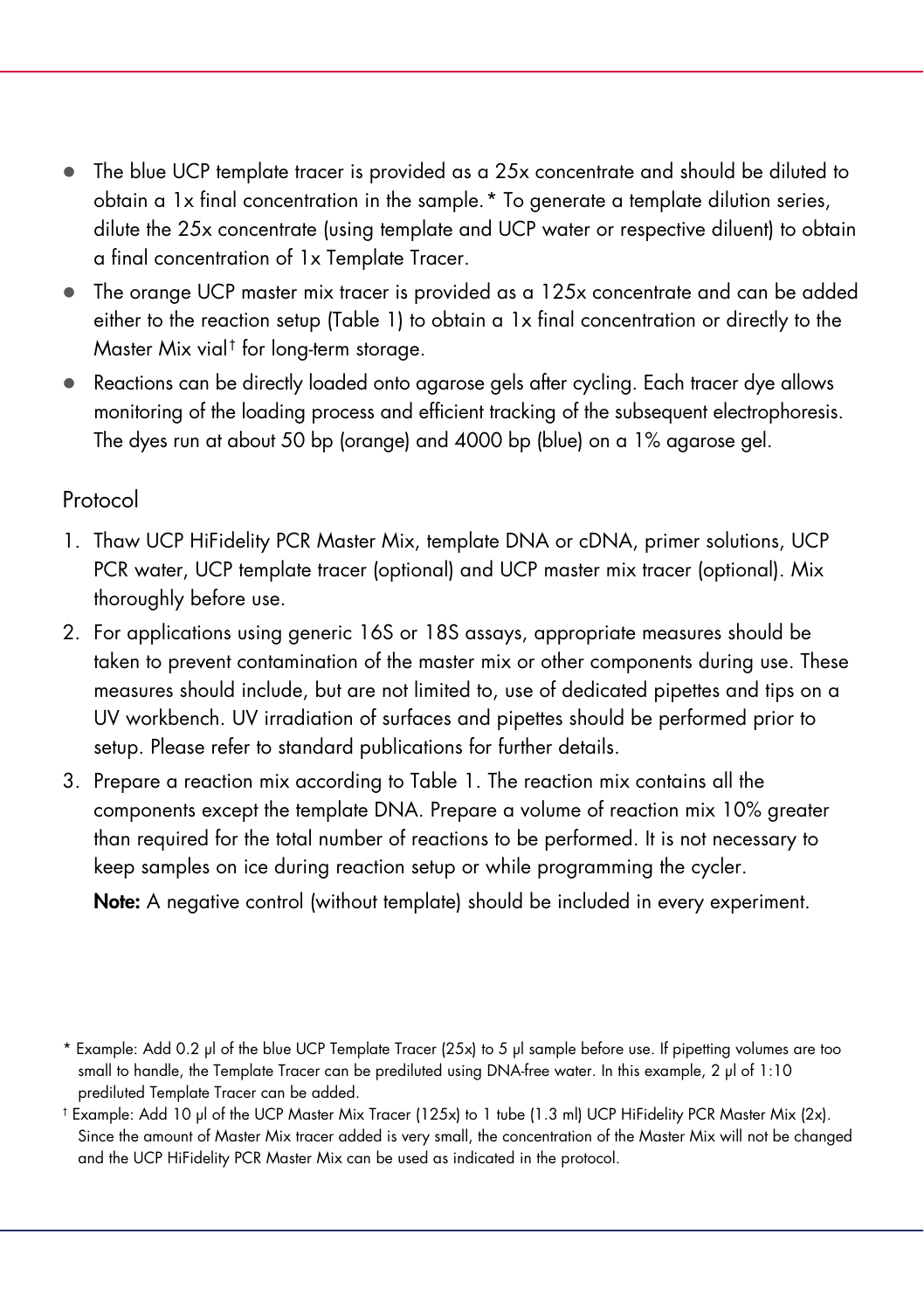- The blue UCP template tracer is provided as a 25x concentrate and should be diluted to obtain a 1x final concentration in the sample.* To generate a template dilution series, dilute the 25x concentrate (using template and UCP water or respective diluent) to obtain a final concentration of 1x Template Tracer.
- The orange UCP master mix tracer is provided as a 125x concentrate and can be added either to the reaction setup (Table 1) to obtain a 1x final concentration or directly to the Master Mix vial† for long-term storage.
- Reactions can be directly loaded onto agarose gels after cycling. Each tracer dye allows monitoring of the loading process and efficient tracking of the subsequent electrophoresis. The dyes run at about 50 bp (orange) and 4000 bp (blue) on a 1% agarose gel.

## Protocol

1. Thaw UCP HiFidelity PCR Master Mix, template DNA or cDNA, primer solutions, UCP PCR water, UCP template tracer (optional) and UCP master mix tracer (optional). Mix thoroughly before use.
2. For applications using generic 16S or 18S assays, appropriate measures should be taken to prevent contamination of the master mix or other components during use. These measures should include, but are not limited to, use of dedicated pipettes and tips on a UV workbench. UV irradiation of surfaces and pipettes should be performed prior to setup. Please refer to standard publications for further details.
3. Prepare a reaction mix according to Table 1. The reaction mix contains all the components except the template DNA. Prepare a volume of reaction mix 10% greater than required for the total number of reactions to be performed. It is not necessary to keep samples on ice during reaction setup or while programming the cycler.

   **Note:** A negative control (without template) should be included in every experiment.

* Example: Add 0.2 µl of the blue UCP Template Tracer (25x) to 5 µl sample before use. If pipetting volumes are too small to handle, the Template Tracer can be prediluted using DNA-free water. In this example, 2 µl of 1:10 prediluted Template Tracer can be added.

† Example: Add 10 µl of the UCP Master Mix Tracer (125x) to 1 tube (1.3 ml) UCP HiFidelity PCR Master Mix (2x). Since the amount of Master Mix tracer added is very small, the concentration of the Master Mix will not be changed and the UCP HiFidelity PCR Master Mix can be used as indicated in the protocol.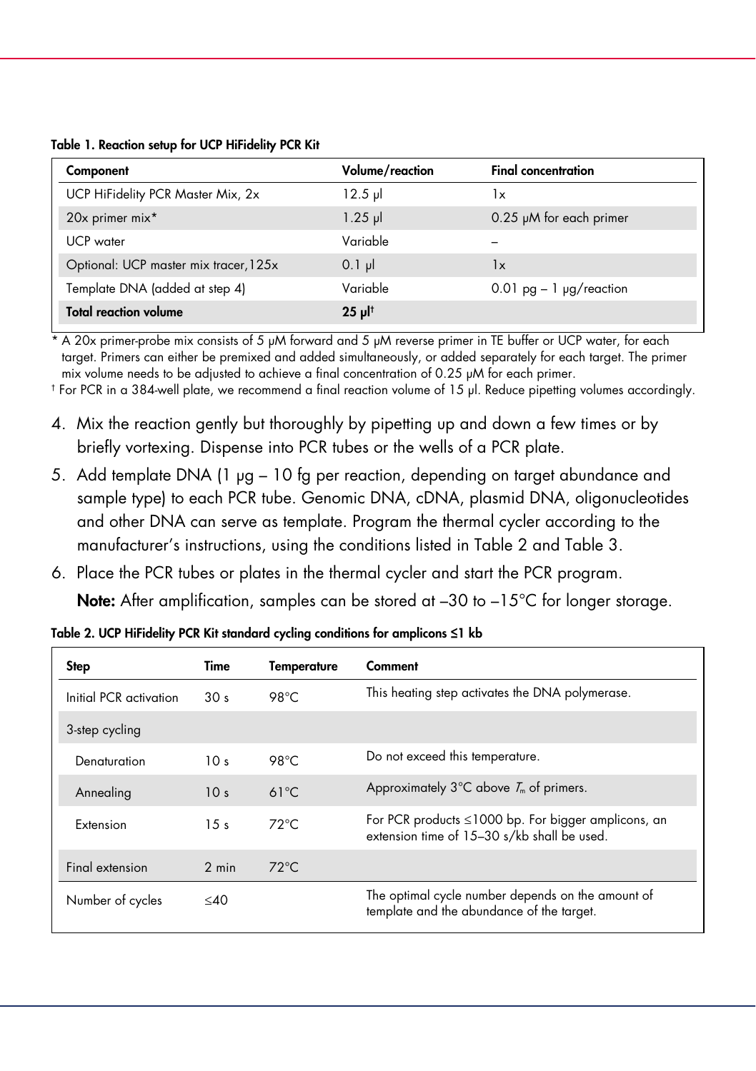**Table 1. Reaction setup for UCP HiFidelity PCR Kit**

| Component | Volume/reaction | Final concentration |
|---|---|---|
| UCP HiFidelity PCR Master Mix, 2x | 12.5 µl | 1x |
| 20x primer mix* | 1.25 µl | 0.25 µM for each primer |
| UCP water | Variable | – |
| Optional: UCP master mix tracer,125x | 0.1 µl | 1x |
| Template DNA (added at step 4) | Variable | 0.01 pg – 1 µg/reaction |
| **Total reaction volume** | **25 µl†** | |

* A 20x primer-probe mix consists of 5 µM forward and 5 µM reverse primer in TE buffer or UCP water, for each target. Primers can either be premixed and added simultaneously, or added separately for each target. The primer mix volume needs to be adjusted to achieve a final concentration of 0.25 µM for each primer.

† For PCR in a 384-well plate, we recommend a final reaction volume of 15 µl. Reduce pipetting volumes accordingly.

4. Mix the reaction gently but thoroughly by pipetting up and down a few times or by briefly vortexing. Dispense into PCR tubes or the wells of a PCR plate.
5. Add template DNA (1 µg – 10 fg per reaction, depending on target abundance and sample type) to each PCR tube. Genomic DNA, cDNA, plasmid DNA, oligonucleotides and other DNA can serve as template. Program the thermal cycler according to the manufacturer's instructions, using the conditions listed in Table 2 and Table 3.
6. Place the PCR tubes or plates in the thermal cycler and start the PCR program.

   **Note:** After amplification, samples can be stored at –30 to –15°C for longer storage.

**Table 2. UCP HiFidelity PCR Kit standard cycling conditions for amplicons ≤1 kb**

| Step | Time | Temperature | Comment |
|---|---|---|---|
| Initial PCR activation | 30 s | 98°C | This heating step activates the DNA polymerase. |
| 3-step cycling | | | |
| Denaturation | 10 s | 98°C | Do not exceed this temperature. |
| Annealing | 10 s | 61°C | Approximately 3°C above $T_m$ of primers. |
| Extension | 15 s | 72°C | For PCR products ≤1000 bp. For bigger amplicons, an extension time of 15–30 s/kb shall be used. |
| Final extension | 2 min | 72°C | |
| Number of cycles | ≤40 | | The optimal cycle number depends on the amount of template and the abundance of the target. |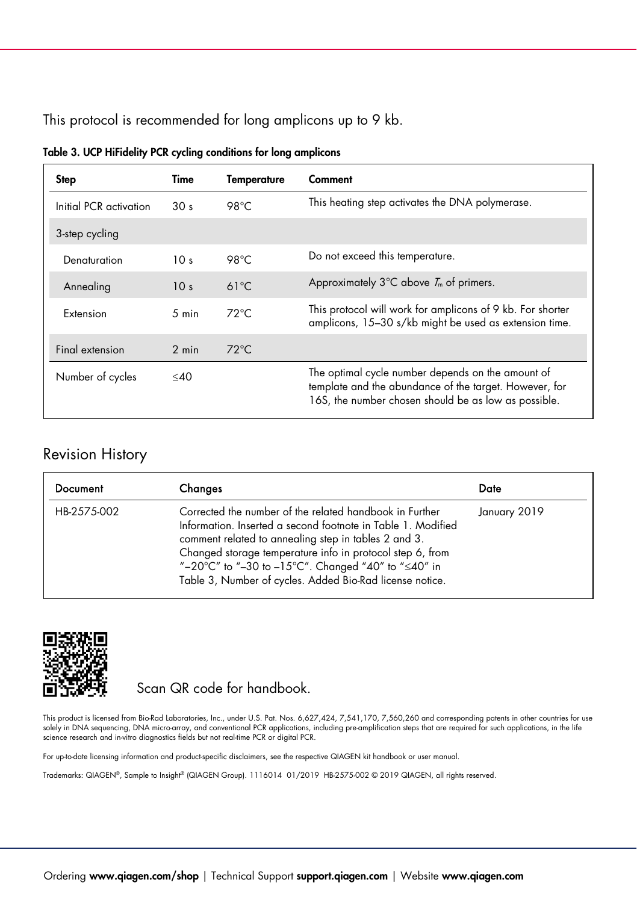This protocol is recommended for long amplicons up to 9 kb.

**Table 3. UCP HiFidelity PCR cycling conditions for long amplicons**

| Step | Time | Temperature | Comment |
|---|---|---|---|
| Initial PCR activation | 30 s | 98°C | This heating step activates the DNA polymerase. |
| 3-step cycling | | | |
| Denaturation | 10 s | 98°C | Do not exceed this temperature. |
| Annealing | 10 s | 61°C | Approximately 3°C above $T_m$ of primers. |
| Extension | 5 min | 72°C | This protocol will work for amplicons of 9 kb. For shorter amplicons, 15–30 s/kb might be used as extension time. |
| Final extension | 2 min | 72°C | |
| Number of cycles | ≤40 | | The optimal cycle number depends on the amount of template and the abundance of the target. However, for 16S, the number chosen should be as low as possible. |

## Revision History

| Document | Changes | Date |
|---|---|---|
| HB-2575-002 | Corrected the number of the related handbook in Further Information. Inserted a second footnote in Table 1. Modified comment related to annealing step in tables 2 and 3. Changed storage temperature info in protocol step 6, from "–20°C" to "–30 to –15°C". Changed "40" to "≤40" in Table 3, Number of cycles. Added Bio-Rad license notice. | January 2019 |

Scan QR code for handbook.

This product is licensed from Bio-Rad Laboratories, Inc., under U.S. Pat. Nos. 6,627,424, 7,541,170, 7,560,260 and corresponding patents in other countries for use solely in DNA sequencing, DNA micro-array, and conventional PCR applications, including pre-amplification steps that are required for such applications, in the life science research and in-vitro diagnostics fields but not real-time PCR or digital PCR.

For up-to-date licensing information and product-specific disclaimers, see the respective QIAGEN kit handbook or user manual.

Trademarks: QIAGEN®, Sample to Insight® (QIAGEN Group). 1116014 01/2019 HB-2575-002 © 2019 QIAGEN, all rights reserved.

Ordering **www.qiagen.com/shop** | Technical Support **support.qiagen.com** | Website **www.qiagen.com**